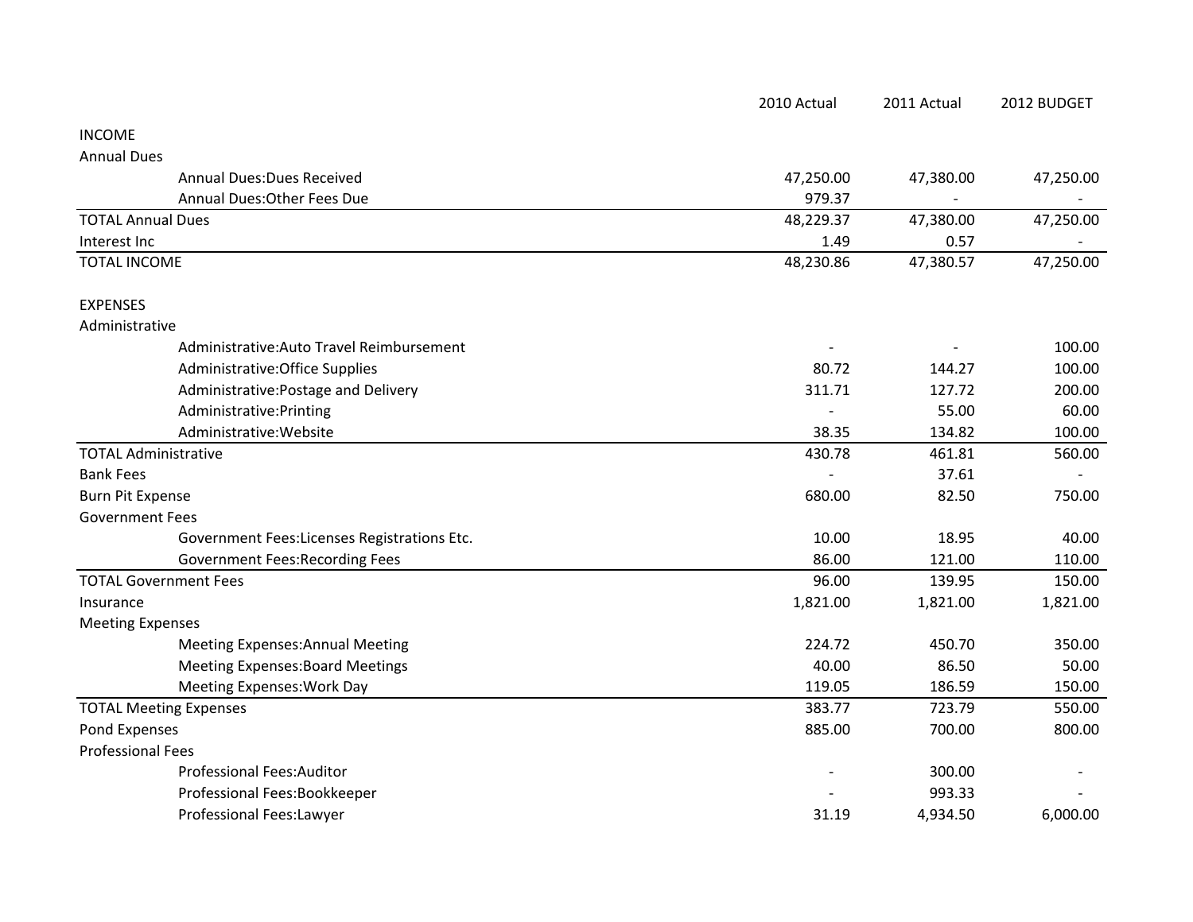| | 2010 Actual | 2011 Actual | 2012 BUDGET |
|---|---|---|---|
| INCOME | | | |
| Annual Dues | | | |
| Annual Dues:Dues Received | 47,250.00 | 47,380.00 | 47,250.00 |
| Annual Dues:Other Fees Due | 979.37 | - | - |
| TOTAL Annual Dues | 48,229.37 | 47,380.00 | 47,250.00 |
| Interest Inc | 1.49 | 0.57 | - |
| TOTAL INCOME | 48,230.86 | 47,380.57 | 47,250.00 |
| | | | |
| EXPENSES | | | |
| Administrative | | | |
| Administrative:Auto Travel Reimbursement | - | - | 100.00 |
| Administrative:Office Supplies | 80.72 | 144.27 | 100.00 |
| Administrative:Postage and Delivery | 311.71 | 127.72 | 200.00 |
| Administrative:Printing | - | 55.00 | 60.00 |
| Administrative:Website | 38.35 | 134.82 | 100.00 |
| TOTAL Administrative | 430.78 | 461.81 | 560.00 |
| Bank Fees | - | 37.61 | - |
| Burn Pit Expense | 680.00 | 82.50 | 750.00 |
| Government Fees | | | |
| Government Fees:Licenses Registrations Etc. | 10.00 | 18.95 | 40.00 |
| Government Fees:Recording Fees | 86.00 | 121.00 | 110.00 |
| TOTAL Government Fees | 96.00 | 139.95 | 150.00 |
| Insurance | 1,821.00 | 1,821.00 | 1,821.00 |
| Meeting Expenses | | | |
| Meeting Expenses:Annual Meeting | 224.72 | 450.70 | 350.00 |
| Meeting Expenses:Board Meetings | 40.00 | 86.50 | 50.00 |
| Meeting Expenses:Work Day | 119.05 | 186.59 | 150.00 |
| TOTAL Meeting Expenses | 383.77 | 723.79 | 550.00 |
| Pond Expenses | 885.00 | 700.00 | 800.00 |
| Professional Fees | | | |
| Professional Fees:Auditor | - | 300.00 | - |
| Professional Fees:Bookkeeper | - | 993.33 | - |
| Professional Fees:Lawyer | 31.19 | 4,934.50 | 6,000.00 |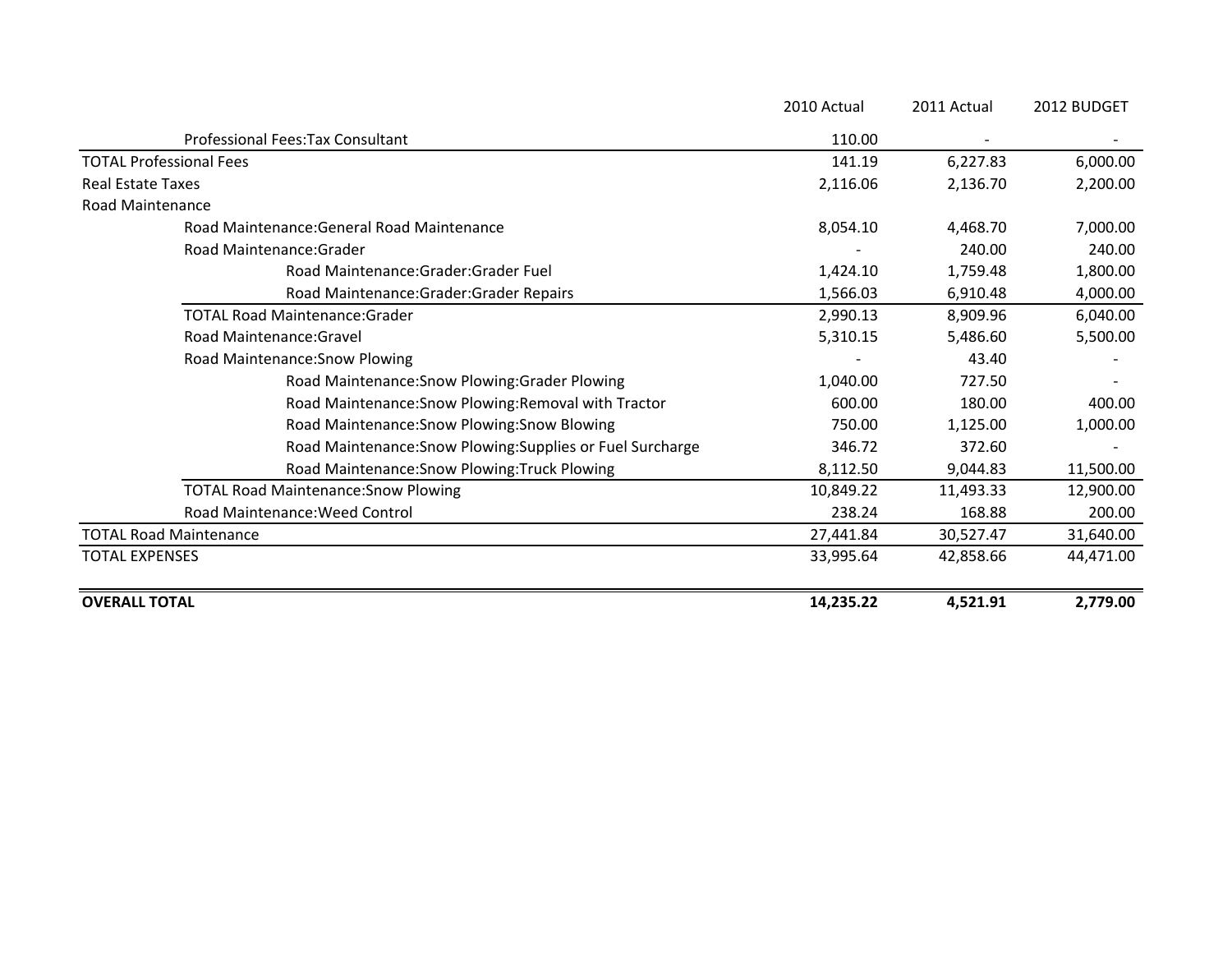| | 2010 Actual | 2011 Actual | 2012 BUDGET |
|---|---|---|---|
| Professional Fees:Tax Consultant | 110.00 | - | - |
| TOTAL Professional Fees | 141.19 | 6,227.83 | 6,000.00 |
| Real Estate Taxes | 2,116.06 | 2,136.70 | 2,200.00 |
| Road Maintenance | | | |
| Road Maintenance:General Road Maintenance | 8,054.10 | 4,468.70 | 7,000.00 |
| Road Maintenance:Grader | - | 240.00 | 240.00 |
| Road Maintenance:Grader:Grader Fuel | 1,424.10 | 1,759.48 | 1,800.00 |
| Road Maintenance:Grader:Grader Repairs | 1,566.03 | 6,910.48 | 4,000.00 |
| TOTAL Road Maintenance:Grader | 2,990.13 | 8,909.96 | 6,040.00 |
| Road Maintenance:Gravel | 5,310.15 | 5,486.60 | 5,500.00 |
| Road Maintenance:Snow Plowing | - | 43.40 | - |
| Road Maintenance:Snow Plowing:Grader Plowing | 1,040.00 | 727.50 | - |
| Road Maintenance:Snow Plowing:Removal with Tractor | 600.00 | 180.00 | 400.00 |
| Road Maintenance:Snow Plowing:Snow Blowing | 750.00 | 1,125.00 | 1,000.00 |
| Road Maintenance:Snow Plowing:Supplies or Fuel Surcharge | 346.72 | 372.60 | - |
| Road Maintenance:Snow Plowing:Truck Plowing | 8,112.50 | 9,044.83 | 11,500.00 |
| TOTAL Road Maintenance:Snow Plowing | 10,849.22 | 11,493.33 | 12,900.00 |
| Road Maintenance:Weed Control | 238.24 | 168.88 | 200.00 |
| TOTAL Road Maintenance | 27,441.84 | 30,527.47 | 31,640.00 |
| TOTAL EXPENSES | 33,995.64 | 42,858.66 | 44,471.00 |
| **OVERALL TOTAL** | **14,235.22** | **4,521.91** | **2,779.00** |